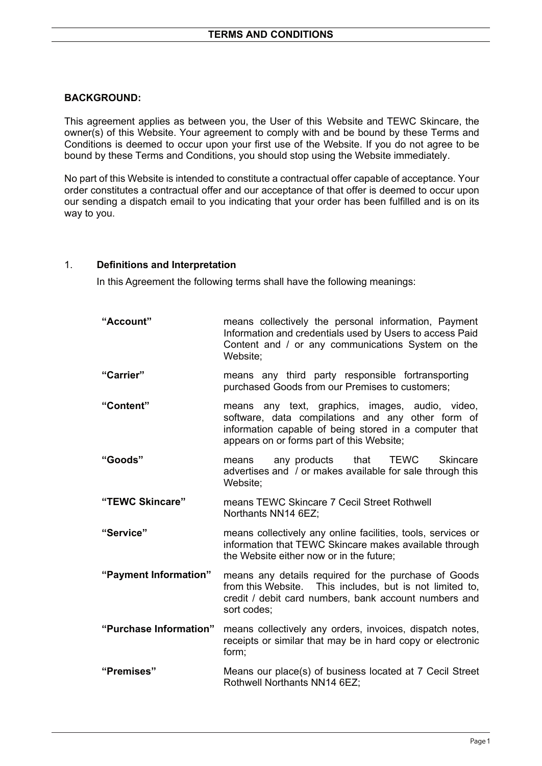# TERMS AND CONDITIONS

**BACKGROUND:**

This agreement applies as between you, the User of this Website and TEWC Skincare, the owner(s) of this Website. Your agreement to comply with and be bound by these Terms and Conditions is deemed to occur upon your first use of the Website. If you do not agree to be bound by these Terms and Conditions, you should stop using the Website immediately.

No part of this Website is intended to constitute a contractual offer capable of acceptance. Your order constitutes a contractual offer and our acceptance of that offer is deemed to occur upon our sending a dispatch email to you indicating that your order has been fulfilled and is on its way to you.

1. **Definitions and Interpretation**

In this Agreement the following terms shall have the following meanings:

| | |
|---|---|
| **"Account"** | means collectively the personal information, Payment Information and credentials used by Users to access Paid Content and / or any communications System on the Website; |
| **"Carrier"** | means any third party responsible fortransporting purchased Goods from our Premises to customers; |
| **"Content"** | means any text, graphics, images, audio, video, software, data compilations and any other form of information capable of being stored in a computer that appears on or forms part of this Website; |
| **"Goods"** | means any products that TEWC Skincare advertises and / or makes available for sale through this Website; |
| **"TEWC Skincare"** | means TEWC Skincare 7 Cecil Street Rothwell Northants NN14 6EZ; |
| **"Service"** | means collectively any online facilities, tools, services or information that TEWC Skincare makes available through the Website either now or in the future; |
| **"Payment Information"** | means any details required for the purchase of Goods from this Website. This includes, but is not limited to, credit / debit card numbers, bank account numbers and sort codes; |
| **"Purchase Information"** | means collectively any orders, invoices, dispatch notes, receipts or similar that may be in hard copy or electronic form; |
| **"Premises"** | Means our place(s) of business located at 7 Cecil Street Rothwell Northants NN14 6EZ; |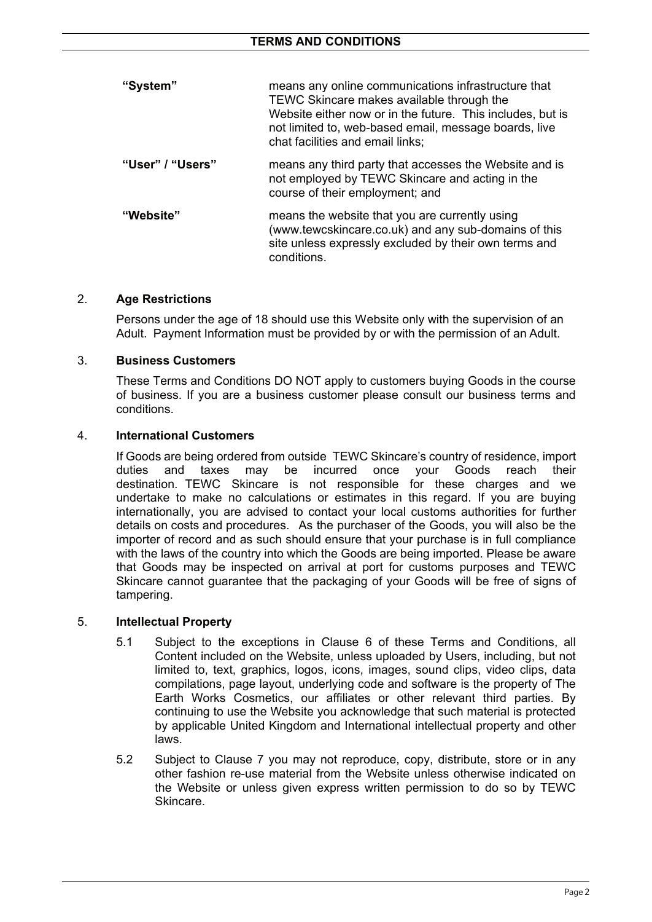| | |
|---|---|
| **"System"** | means any online communications infrastructure that TEWC Skincare makes available through the Website either now or in the future. This includes, but is not limited to, web-based email, message boards, live chat facilities and email links; |
| **"User" / "Users"** | means any third party that accesses the Website and is not employed by TEWC Skincare and acting in the course of their employment; and |
| **"Website"** | means the website that you are currently using (www.tewcskincare.co.uk) and any sub-domains of this site unless expressly excluded by their own terms and conditions. |

## 2. Age Restrictions

Persons under the age of 18 should use this Website only with the supervision of an Adult. Payment Information must be provided by or with the permission of an Adult.

## 3. Business Customers

These Terms and Conditions DO NOT apply to customers buying Goods in the course of business. If you are a business customer please consult our business terms and conditions.

## 4. International Customers

If Goods are being ordered from outside TEWC Skincare's country of residence, import duties and taxes may be incurred once your Goods reach their destination. TEWC Skincare is not responsible for these charges and we undertake to make no calculations or estimates in this regard. If you are buying internationally, you are advised to contact your local customs authorities for further details on costs and procedures. As the purchaser of the Goods, you will also be the importer of record and as such should ensure that your purchase is in full compliance with the laws of the country into which the Goods are being imported. Please be aware that Goods may be inspected on arrival at port for customs purposes and TEWC Skincare cannot guarantee that the packaging of your Goods will be free of signs of tampering.

## 5. Intellectual Property

5.1 Subject to the exceptions in Clause 6 of these Terms and Conditions, all Content included on the Website, unless uploaded by Users, including, but not limited to, text, graphics, logos, icons, images, sound clips, video clips, data compilations, page layout, underlying code and software is the property of The Earth Works Cosmetics, our affiliates or other relevant third parties. By continuing to use the Website you acknowledge that such material is protected by applicable United Kingdom and International intellectual property and other laws.

5.2 Subject to Clause 7 you may not reproduce, copy, distribute, store or in any other fashion re-use material from the Website unless otherwise indicated on the Website or unless given express written permission to do so by TEWC Skincare.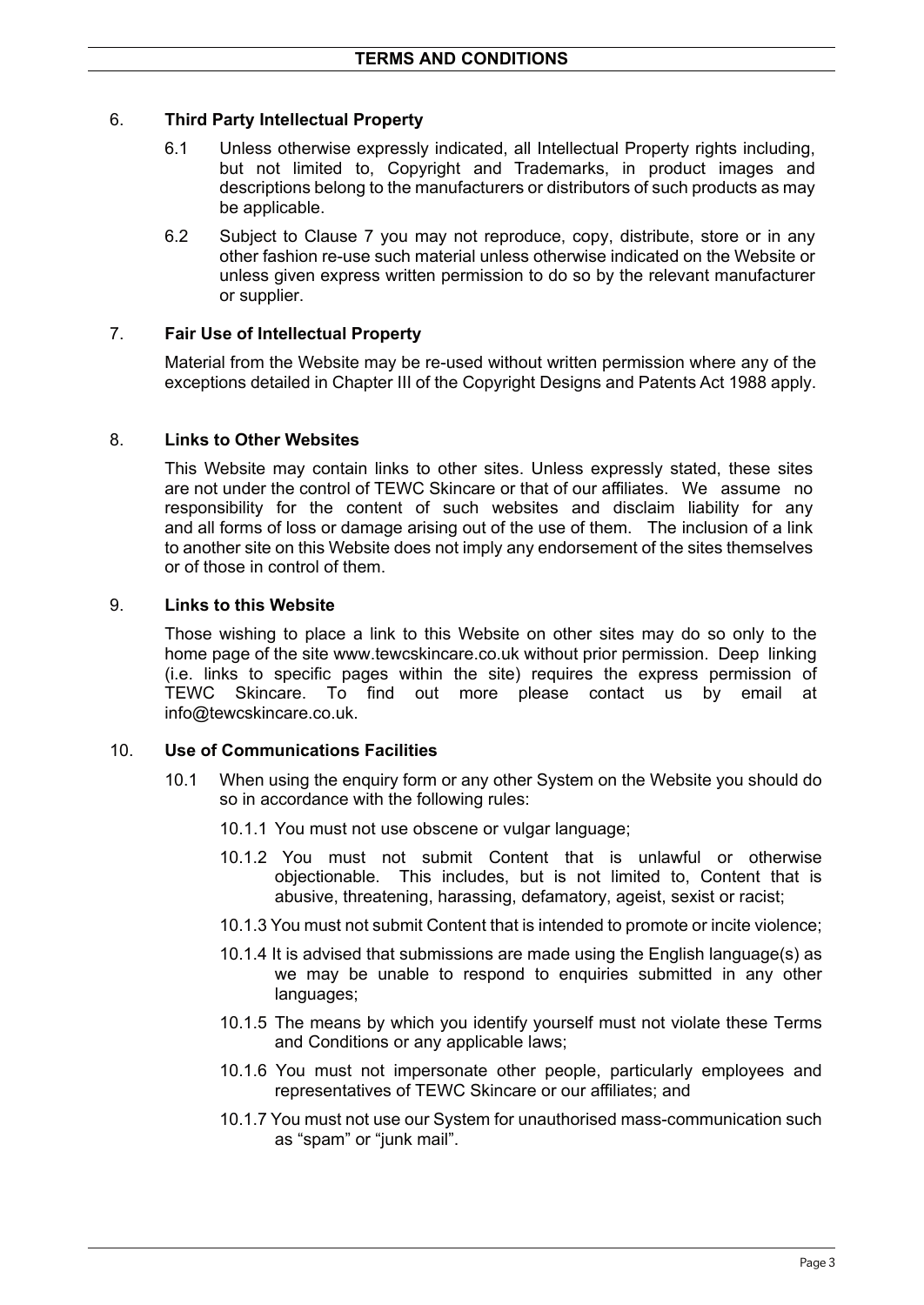## 6. Third Party Intellectual Property

6.1 Unless otherwise expressly indicated, all Intellectual Property rights including, but not limited to, Copyright and Trademarks, in product images and descriptions belong to the manufacturers or distributors of such products as may be applicable.

6.2 Subject to Clause 7 you may not reproduce, copy, distribute, store or in any other fashion re-use such material unless otherwise indicated on the Website or unless given express written permission to do so by the relevant manufacturer or supplier.

## 7. Fair Use of Intellectual Property

Material from the Website may be re-used without written permission where any of the exceptions detailed in Chapter III of the Copyright Designs and Patents Act 1988 apply.

## 8. Links to Other Websites

This Website may contain links to other sites. Unless expressly stated, these sites are not under the control of TEWC Skincare or that of our affiliates. We assume no responsibility for the content of such websites and disclaim liability for any and all forms of loss or damage arising out of the use of them. The inclusion of a link to another site on this Website does not imply any endorsement of the sites themselves or of those in control of them.

## 9. Links to this Website

Those wishing to place a link to this Website on other sites may do so only to the home page of the site www.tewcskincare.co.uk without prior permission. Deep linking (i.e. links to specific pages within the site) requires the express permission of TEWC Skincare. To find out more please contact us by email at info@tewcskincare.co.uk.

## 10. Use of Communications Facilities

10.1 When using the enquiry form or any other System on the Website you should do so in accordance with the following rules:

10.1.1 You must not use obscene or vulgar language;

10.1.2 You must not submit Content that is unlawful or otherwise objectionable. This includes, but is not limited to, Content that is abusive, threatening, harassing, defamatory, ageist, sexist or racist;

10.1.3 You must not submit Content that is intended to promote or incite violence;

10.1.4 It is advised that submissions are made using the English language(s) as we may be unable to respond to enquiries submitted in any other languages;

10.1.5 The means by which you identify yourself must not violate these Terms and Conditions or any applicable laws;

10.1.6 You must not impersonate other people, particularly employees and representatives of TEWC Skincare or our affiliates; and

10.1.7 You must not use our System for unauthorised mass-communication such as "spam" or "junk mail".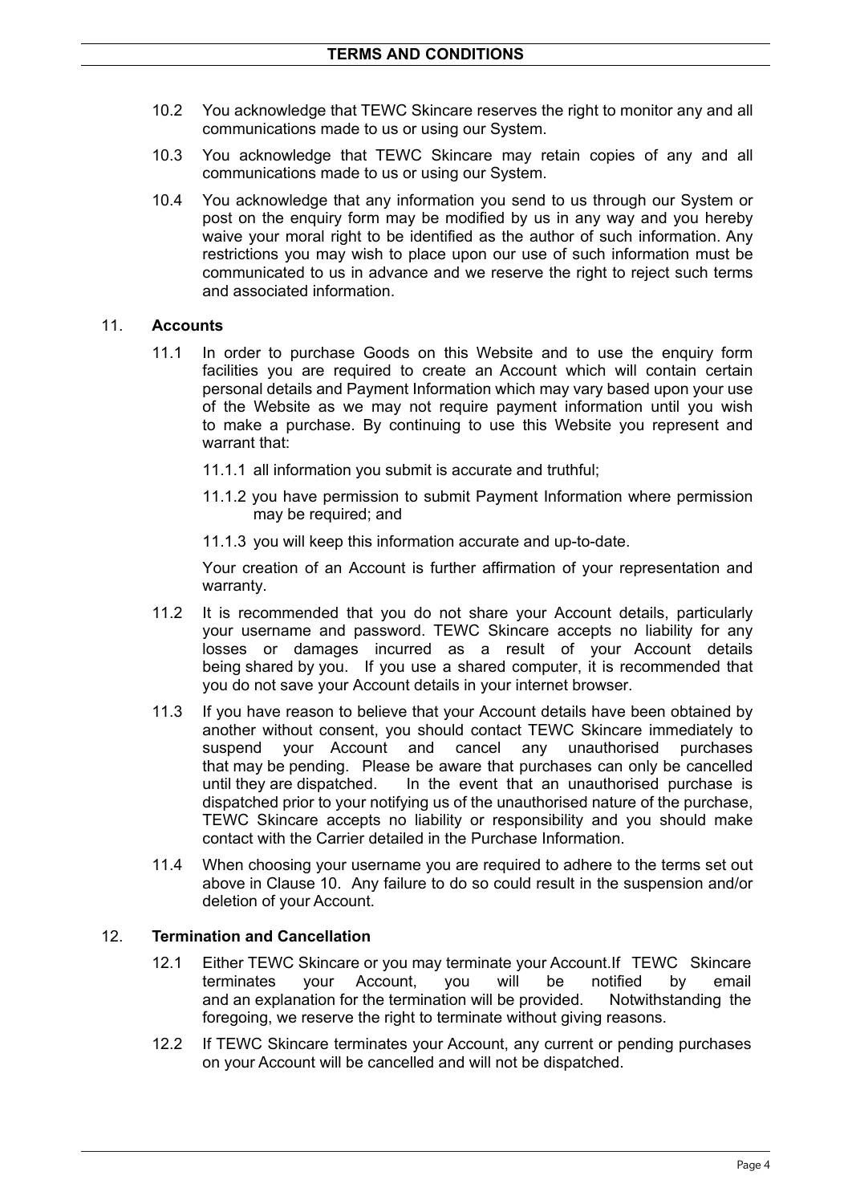10.2 You acknowledge that TEWC Skincare reserves the right to monitor any and all communications made to us or using our System.

10.3 You acknowledge that TEWC Skincare may retain copies of any and all communications made to us or using our System.

10.4 You acknowledge that any information you send to us through our System or post on the enquiry form may be modified by us in any way and you hereby waive your moral right to be identified as the author of such information. Any restrictions you may wish to place upon our use of such information must be communicated to us in advance and we reserve the right to reject such terms and associated information.

## 11. **Accounts**

11.1 In order to purchase Goods on this Website and to use the enquiry form facilities you are required to create an Account which will contain certain personal details and Payment Information which may vary based upon your use of the Website as we may not require payment information until you wish to make a purchase. By continuing to use this Website you represent and warrant that:

11.1.1 all information you submit is accurate and truthful;

11.1.2 you have permission to submit Payment Information where permission may be required; and

11.1.3 you will keep this information accurate and up-to-date.

Your creation of an Account is further affirmation of your representation and warranty.

11.2 It is recommended that you do not share your Account details, particularly your username and password. TEWC Skincare accepts no liability for any losses or damages incurred as a result of your Account details being shared by you. If you use a shared computer, it is recommended that you do not save your Account details in your internet browser.

11.3 If you have reason to believe that your Account details have been obtained by another without consent, you should contact TEWC Skincare immediately to suspend your Account and cancel any unauthorised purchases that may be pending. Please be aware that purchases can only be cancelled until they are dispatched. In the event that an unauthorised purchase is dispatched prior to your notifying us of the unauthorised nature of the purchase, TEWC Skincare accepts no liability or responsibility and you should make contact with the Carrier detailed in the Purchase Information.

11.4 When choosing your username you are required to adhere to the terms set out above in Clause 10. Any failure to do so could result in the suspension and/or deletion of your Account.

## 12. **Termination and Cancellation**

12.1 Either TEWC Skincare or you may terminate your Account.If TEWC Skincare terminates your Account, you will be notified by email and an explanation for the termination will be provided. Notwithstanding the foregoing, we reserve the right to terminate without giving reasons.

12.2 If TEWC Skincare terminates your Account, any current or pending purchases on your Account will be cancelled and will not be dispatched.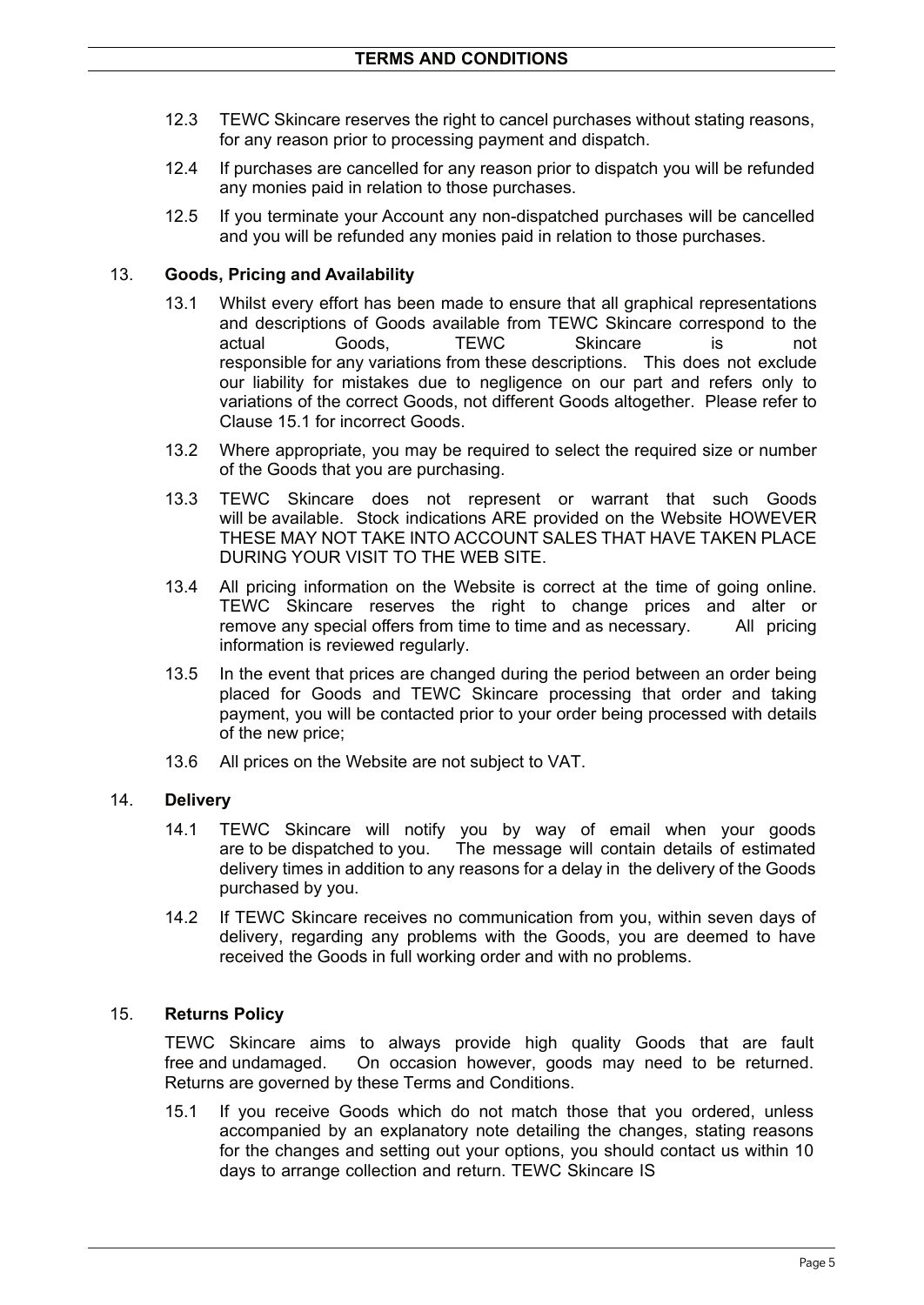12.3 TEWC Skincare reserves the right to cancel purchases without stating reasons, for any reason prior to processing payment and dispatch.

12.4 If purchases are cancelled for any reason prior to dispatch you will be refunded any monies paid in relation to those purchases.

12.5 If you terminate your Account any non-dispatched purchases will be cancelled and you will be refunded any monies paid in relation to those purchases.

## 13. Goods, Pricing and Availability

13.1 Whilst every effort has been made to ensure that all graphical representations and descriptions of Goods available from TEWC Skincare correspond to the actual Goods, TEWC Skincare is not responsible for any variations from these descriptions. This does not exclude our liability for mistakes due to negligence on our part and refers only to variations of the correct Goods, not different Goods altogether. Please refer to Clause 15.1 for incorrect Goods.

13.2 Where appropriate, you may be required to select the required size or number of the Goods that you are purchasing.

13.3 TEWC Skincare does not represent or warrant that such Goods will be available. Stock indications ARE provided on the Website HOWEVER THESE MAY NOT TAKE INTO ACCOUNT SALES THAT HAVE TAKEN PLACE DURING YOUR VISIT TO THE WEB SITE.

13.4 All pricing information on the Website is correct at the time of going online. TEWC Skincare reserves the right to change prices and alter or remove any special offers from time to time and as necessary. All pricing information is reviewed regularly.

13.5 In the event that prices are changed during the period between an order being placed for Goods and TEWC Skincare processing that order and taking payment, you will be contacted prior to your order being processed with details of the new price;

13.6 All prices on the Website are not subject to VAT.

## 14. Delivery

14.1 TEWC Skincare will notify you by way of email when your goods are to be dispatched to you. The message will contain details of estimated delivery times in addition to any reasons for a delay in the delivery of the Goods purchased by you.

14.2 If TEWC Skincare receives no communication from you, within seven days of delivery, regarding any problems with the Goods, you are deemed to have received the Goods in full working order and with no problems.

## 15. Returns Policy

TEWC Skincare aims to always provide high quality Goods that are fault free and undamaged. On occasion however, goods may need to be returned. Returns are governed by these Terms and Conditions.

15.1 If you receive Goods which do not match those that you ordered, unless accompanied by an explanatory note detailing the changes, stating reasons for the changes and setting out your options, you should contact us within 10 days to arrange collection and return. TEWC Skincare IS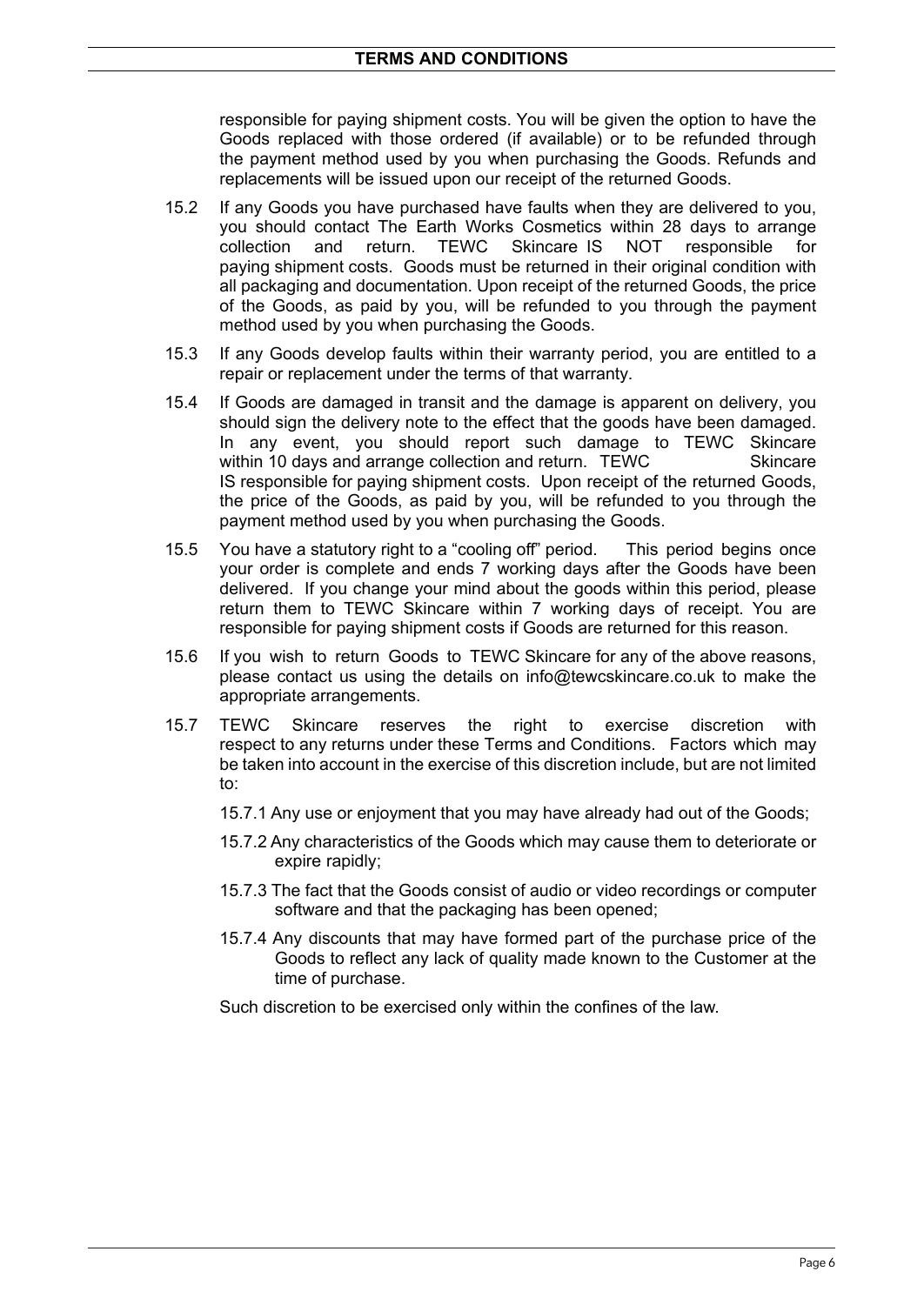responsible for paying shipment costs. You will be given the option to have the Goods replaced with those ordered (if available) or to be refunded through the payment method used by you when purchasing the Goods. Refunds and replacements will be issued upon our receipt of the returned Goods.

15.2 If any Goods you have purchased have faults when they are delivered to you, you should contact The Earth Works Cosmetics within 28 days to arrange collection and return. TEWC Skincare IS NOT responsible for paying shipment costs. Goods must be returned in their original condition with all packaging and documentation. Upon receipt of the returned Goods, the price of the Goods, as paid by you, will be refunded to you through the payment method used by you when purchasing the Goods.

15.3 If any Goods develop faults within their warranty period, you are entitled to a repair or replacement under the terms of that warranty.

15.4 If Goods are damaged in transit and the damage is apparent on delivery, you should sign the delivery note to the effect that the goods have been damaged. In any event, you should report such damage to TEWC Skincare within 10 days and arrange collection and return. TEWC Skincare IS responsible for paying shipment costs. Upon receipt of the returned Goods, the price of the Goods, as paid by you, will be refunded to you through the payment method used by you when purchasing the Goods.

15.5 You have a statutory right to a "cooling off" period. This period begins once your order is complete and ends 7 working days after the Goods have been delivered. If you change your mind about the goods within this period, please return them to TEWC Skincare within 7 working days of receipt. You are responsible for paying shipment costs if Goods are returned for this reason.

15.6 If you wish to return Goods to TEWC Skincare for any of the above reasons, please contact us using the details on info@tewcskincare.co.uk to make the appropriate arrangements.

15.7 TEWC Skincare reserves the right to exercise discretion with respect to any returns under these Terms and Conditions. Factors which may be taken into account in the exercise of this discretion include, but are not limited to:

15.7.1 Any use or enjoyment that you may have already had out of the Goods;

15.7.2 Any characteristics of the Goods which may cause them to deteriorate or expire rapidly;

15.7.3 The fact that the Goods consist of audio or video recordings or computer software and that the packaging has been opened;

15.7.4 Any discounts that may have formed part of the purchase price of the Goods to reflect any lack of quality made known to the Customer at the time of purchase.

Such discretion to be exercised only within the confines of the law.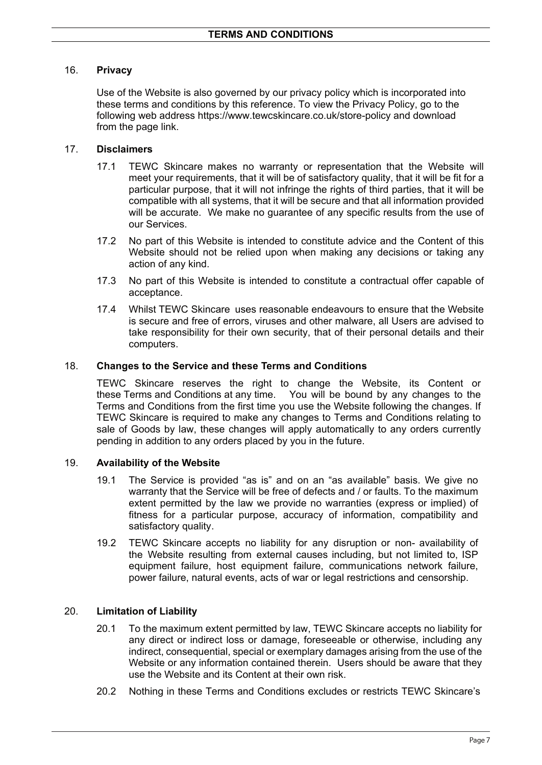## 16. **Privacy**

Use of the Website is also governed by our privacy policy which is incorporated into these terms and conditions by this reference. To view the Privacy Policy, go to the following web address https://www.tewcskincare.co.uk/store-policy and download from the page link.

## 17. **Disclaimers**

17.1 TEWC Skincare makes no warranty or representation that the Website will meet your requirements, that it will be of satisfactory quality, that it will be fit for a particular purpose, that it will not infringe the rights of third parties, that it will be compatible with all systems, that it will be secure and that all information provided will be accurate. We make no guarantee of any specific results from the use of our Services.

17.2 No part of this Website is intended to constitute advice and the Content of this Website should not be relied upon when making any decisions or taking any action of any kind.

17.3 No part of this Website is intended to constitute a contractual offer capable of acceptance.

17.4 Whilst TEWC Skincare uses reasonable endeavours to ensure that the Website is secure and free of errors, viruses and other malware, all Users are advised to take responsibility for their own security, that of their personal details and their computers.

## 18. **Changes to the Service and these Terms and Conditions**

TEWC Skincare reserves the right to change the Website, its Content or these Terms and Conditions at any time. You will be bound by any changes to the Terms and Conditions from the first time you use the Website following the changes. If TEWC Skincare is required to make any changes to Terms and Conditions relating to sale of Goods by law, these changes will apply automatically to any orders currently pending in addition to any orders placed by you in the future.

## 19. **Availability of the Website**

19.1 The Service is provided "as is" and on an "as available" basis. We give no warranty that the Service will be free of defects and / or faults. To the maximum extent permitted by the law we provide no warranties (express or implied) of fitness for a particular purpose, accuracy of information, compatibility and satisfactory quality.

19.2 TEWC Skincare accepts no liability for any disruption or non- availability of the Website resulting from external causes including, but not limited to, ISP equipment failure, host equipment failure, communications network failure, power failure, natural events, acts of war or legal restrictions and censorship.

## 20. **Limitation of Liability**

20.1 To the maximum extent permitted by law, TEWC Skincare accepts no liability for any direct or indirect loss or damage, foreseeable or otherwise, including any indirect, consequential, special or exemplary damages arising from the use of the Website or any information contained therein. Users should be aware that they use the Website and its Content at their own risk.

20.2 Nothing in these Terms and Conditions excludes or restricts TEWC Skincare's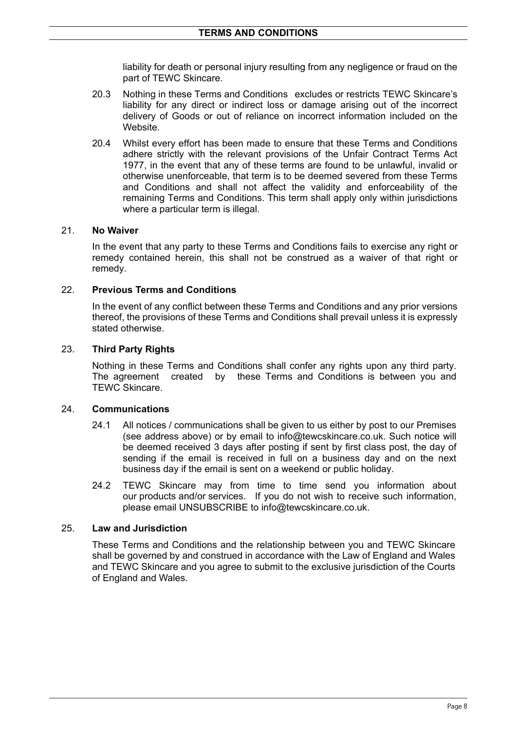liability for death or personal injury resulting from any negligence or fraud on the part of TEWC Skincare.

20.3 Nothing in these Terms and Conditions excludes or restricts TEWC Skincare's liability for any direct or indirect loss or damage arising out of the incorrect delivery of Goods or out of reliance on incorrect information included on the Website.

20.4 Whilst every effort has been made to ensure that these Terms and Conditions adhere strictly with the relevant provisions of the Unfair Contract Terms Act 1977, in the event that any of these terms are found to be unlawful, invalid or otherwise unenforceable, that term is to be deemed severed from these Terms and Conditions and shall not affect the validity and enforceability of the remaining Terms and Conditions. This term shall apply only within jurisdictions where a particular term is illegal.

## 21. No Waiver

In the event that any party to these Terms and Conditions fails to exercise any right or remedy contained herein, this shall not be construed as a waiver of that right or remedy.

## 22. Previous Terms and Conditions

In the event of any conflict between these Terms and Conditions and any prior versions thereof, the provisions of these Terms and Conditions shall prevail unless it is expressly stated otherwise.

## 23. Third Party Rights

Nothing in these Terms and Conditions shall confer any rights upon any third party. The agreement created by these Terms and Conditions is between you and TEWC Skincare.

## 24. Communications

24.1 All notices / communications shall be given to us either by post to our Premises (see address above) or by email to info@tewcskincare.co.uk. Such notice will be deemed received 3 days after posting if sent by first class post, the day of sending if the email is received in full on a business day and on the next business day if the email is sent on a weekend or public holiday.

24.2 TEWC Skincare may from time to time send you information about our products and/or services. If you do not wish to receive such information, please email UNSUBSCRIBE to info@tewcskincare.co.uk.

## 25. Law and Jurisdiction

These Terms and Conditions and the relationship between you and TEWC Skincare shall be governed by and construed in accordance with the Law of England and Wales and TEWC Skincare and you agree to submit to the exclusive jurisdiction of the Courts of England and Wales.